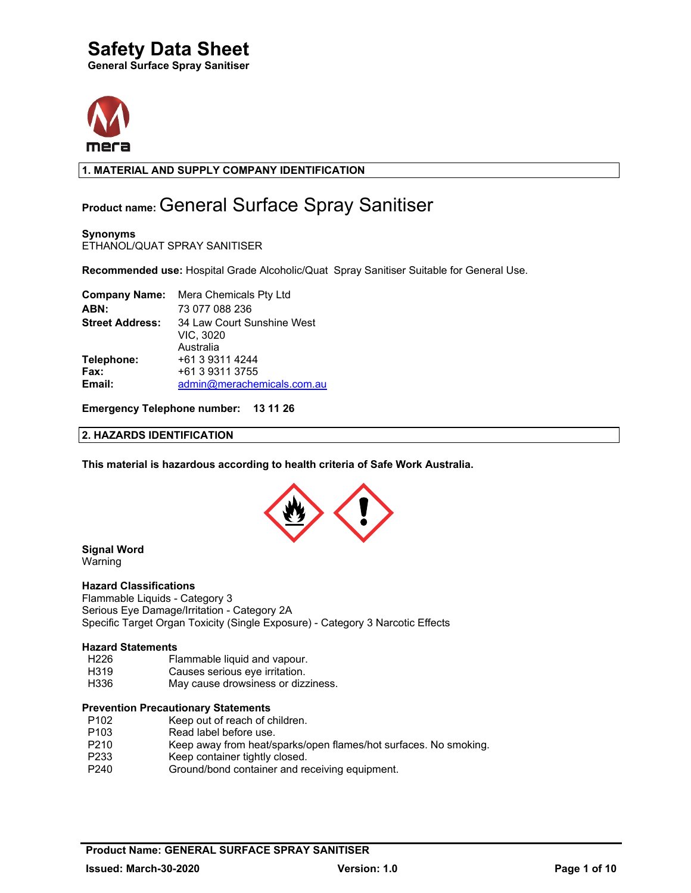# Safety Data Sheet

**General Surface Spray Sanitiser**

## 1. MATERIAL AND SUPPLY COMPANY IDENTIFICATION

**Product name:** General Surface Spray Sanitiser

**Synonyms**
ETHANOL/QUAT SPRAY SANITISER

**Recommended use:** Hospital Grade Alcoholic/Quat Spray Sanitiser Suitable for General Use.

**Company Name:** Mera Chemicals Pty Ltd
**ABN:** 73 077 088 236
**Street Address:** 34 Law Court Sunshine West
VIC, 3020
Australia
**Telephone:** +61 3 9311 4244
**Fax:** +61 3 9311 3755
**Email:** admin@merachemicals.com.au

**Emergency Telephone number: 13 11 26**

## 2. HAZARDS IDENTIFICATION

**This material is hazardous according to health criteria of Safe Work Australia.**

**Signal Word**
Warning

**Hazard Classifications**
Flammable Liquids - Category 3
Serious Eye Damage/Irritation - Category 2A
Specific Target Organ Toxicity (Single Exposure) - Category 3 Narcotic Effects

**Hazard Statements**

| | |
|---|---|
| H226 | Flammable liquid and vapour. |
| H319 | Causes serious eye irritation. |
| H336 | May cause drowsiness or dizziness. |

**Prevention Precautionary Statements**

| | |
|---|---|
| P102 | Keep out of reach of children. |
| P103 | Read label before use. |
| P210 | Keep away from heat/sparks/open flames/hot surfaces. No smoking. |
| P233 | Keep container tightly closed. |
| P240 | Ground/bond container and receiving equipment. |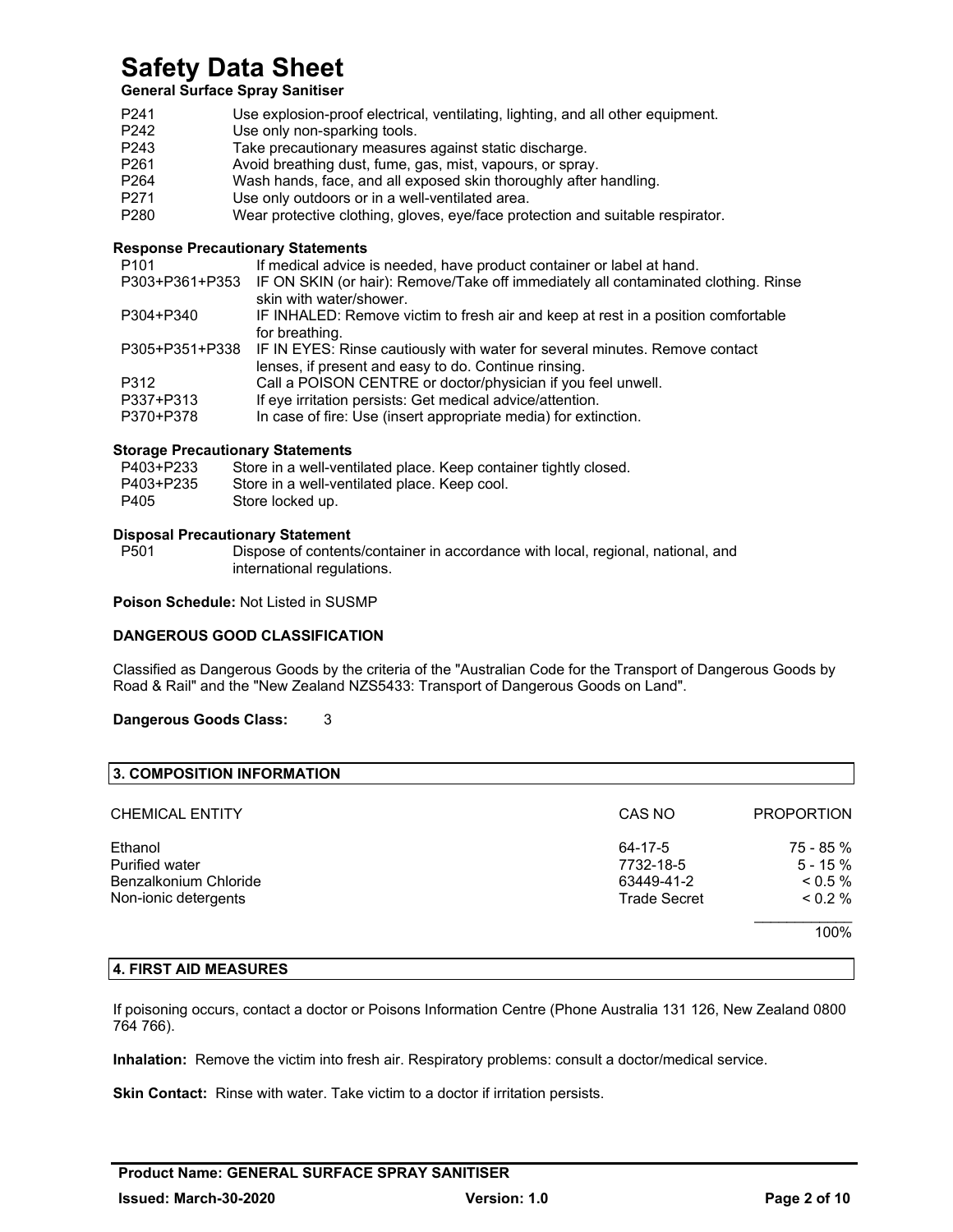P241 Use explosion-proof electrical, ventilating, lighting, and all other equipment.
P242 Use only non-sparking tools.
P243 Take precautionary measures against static discharge.
P261 Avoid breathing dust, fume, gas, mist, vapours, or spray.
P264 Wash hands, face, and all exposed skin thoroughly after handling.
P271 Use only outdoors or in a well-ventilated area.
P280 Wear protective clothing, gloves, eye/face protection and suitable respirator.

**Response Precautionary Statements**

P101 If medical advice is needed, have product container or label at hand.
P303+P361+P353 IF ON SKIN (or hair): Remove/Take off immediately all contaminated clothing. Rinse skin with water/shower.
P304+P340 IF INHALED: Remove victim to fresh air and keep at rest in a position comfortable for breathing.
P305+P351+P338 IF IN EYES: Rinse cautiously with water for several minutes. Remove contact lenses, if present and easy to do. Continue rinsing.
P312 Call a POISON CENTRE or doctor/physician if you feel unwell.
P337+P313 If eye irritation persists: Get medical advice/attention.
P370+P378 In case of fire: Use (insert appropriate media) for extinction.

**Storage Precautionary Statements**

P403+P233 Store in a well-ventilated place. Keep container tightly closed.
P403+P235 Store in a well-ventilated place. Keep cool.
P405 Store locked up.

**Disposal Precautionary Statement**

P501 Dispose of contents/container in accordance with local, regional, national, and international regulations.

**Poison Schedule:** Not Listed in SUSMP

**DANGEROUS GOOD CLASSIFICATION**

Classified as Dangerous Goods by the criteria of the "Australian Code for the Transport of Dangerous Goods by Road & Rail" and the "New Zealand NZS5433: Transport of Dangerous Goods on Land".

**Dangerous Goods Class:** 3

## 3. COMPOSITION INFORMATION

| CHEMICAL ENTITY | CAS NO | PROPORTION |
|---|---|---|
| Ethanol | 64-17-5 | 75 - 85 % |
| Purified water | 7732-18-5 | 5 - 15 % |
| Benzalkonium Chloride | 63449-41-2 | < 0.5 % |
| Non-ionic detergents | Trade Secret | < 0.2 % |
| | | 100% |

## 4. FIRST AID MEASURES

If poisoning occurs, contact a doctor or Poisons Information Centre (Phone Australia 131 126, New Zealand 0800 764 766).

**Inhalation:** Remove the victim into fresh air. Respiratory problems: consult a doctor/medical service.

**Skin Contact:** Rinse with water. Take victim to a doctor if irritation persists.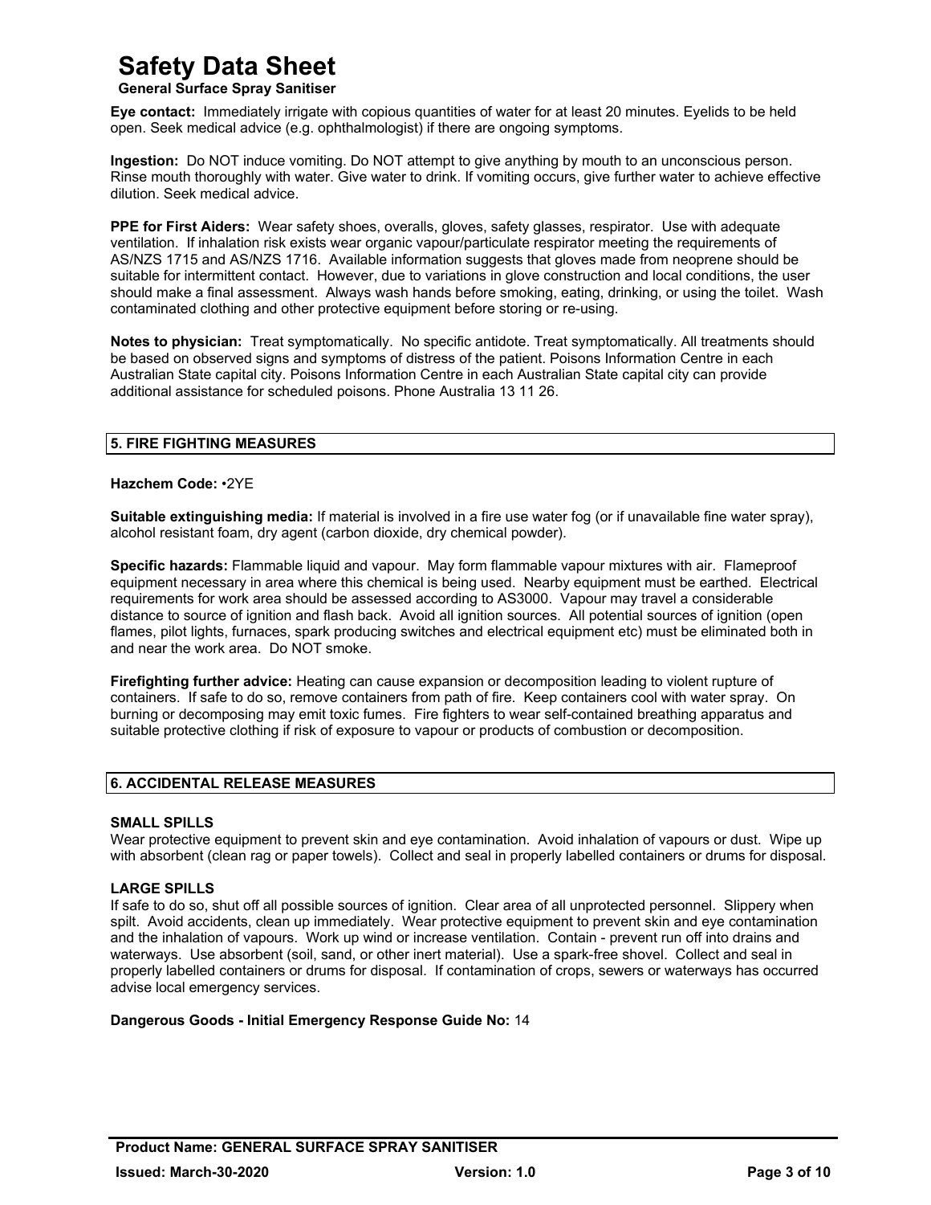**Eye contact:** Immediately irrigate with copious quantities of water for at least 20 minutes. Eyelids to be held open. Seek medical advice (e.g. ophthalmologist) if there are ongoing symptoms.

**Ingestion:** Do NOT induce vomiting. Do NOT attempt to give anything by mouth to an unconscious person. Rinse mouth thoroughly with water. Give water to drink. If vomiting occurs, give further water to achieve effective dilution. Seek medical advice.

**PPE for First Aiders:** Wear safety shoes, overalls, gloves, safety glasses, respirator. Use with adequate ventilation. If inhalation risk exists wear organic vapour/particulate respirator meeting the requirements of AS/NZS 1715 and AS/NZS 1716. Available information suggests that gloves made from neoprene should be suitable for intermittent contact. However, due to variations in glove construction and local conditions, the user should make a final assessment. Always wash hands before smoking, eating, drinking, or using the toilet. Wash contaminated clothing and other protective equipment before storing or re-using.

**Notes to physician:** Treat symptomatically. No specific antidote. Treat symptomatically. All treatments should be based on observed signs and symptoms of distress of the patient. Poisons Information Centre in each Australian State capital city. Poisons Information Centre in each Australian State capital city can provide additional assistance for scheduled poisons. Phone Australia 13 11 26.

## 5. FIRE FIGHTING MEASURES

**Hazchem Code:** •2YE

**Suitable extinguishing media:** If material is involved in a fire use water fog (or if unavailable fine water spray), alcohol resistant foam, dry agent (carbon dioxide, dry chemical powder).

**Specific hazards:** Flammable liquid and vapour. May form flammable vapour mixtures with air. Flameproof equipment necessary in area where this chemical is being used. Nearby equipment must be earthed. Electrical requirements for work area should be assessed according to AS3000. Vapour may travel a considerable distance to source of ignition and flash back. Avoid all ignition sources. All potential sources of ignition (open flames, pilot lights, furnaces, spark producing switches and electrical equipment etc) must be eliminated both in and near the work area. Do NOT smoke.

**Firefighting further advice:** Heating can cause expansion or decomposition leading to violent rupture of containers. If safe to do so, remove containers from path of fire. Keep containers cool with water spray. On burning or decomposing may emit toxic fumes. Fire fighters to wear self-contained breathing apparatus and suitable protective clothing if risk of exposure to vapour or products of combustion or decomposition.

## 6. ACCIDENTAL RELEASE MEASURES

**SMALL SPILLS**

Wear protective equipment to prevent skin and eye contamination. Avoid inhalation of vapours or dust. Wipe up with absorbent (clean rag or paper towels). Collect and seal in properly labelled containers or drums for disposal.

**LARGE SPILLS**

If safe to do so, shut off all possible sources of ignition. Clear area of all unprotected personnel. Slippery when spilt. Avoid accidents, clean up immediately. Wear protective equipment to prevent skin and eye contamination and the inhalation of vapours. Work up wind or increase ventilation. Contain - prevent run off into drains and waterways. Use absorbent (soil, sand, or other inert material). Use a spark-free shovel. Collect and seal in properly labelled containers or drums for disposal. If contamination of crops, sewers or waterways has occurred advise local emergency services.

**Dangerous Goods - Initial Emergency Response Guide No:** 14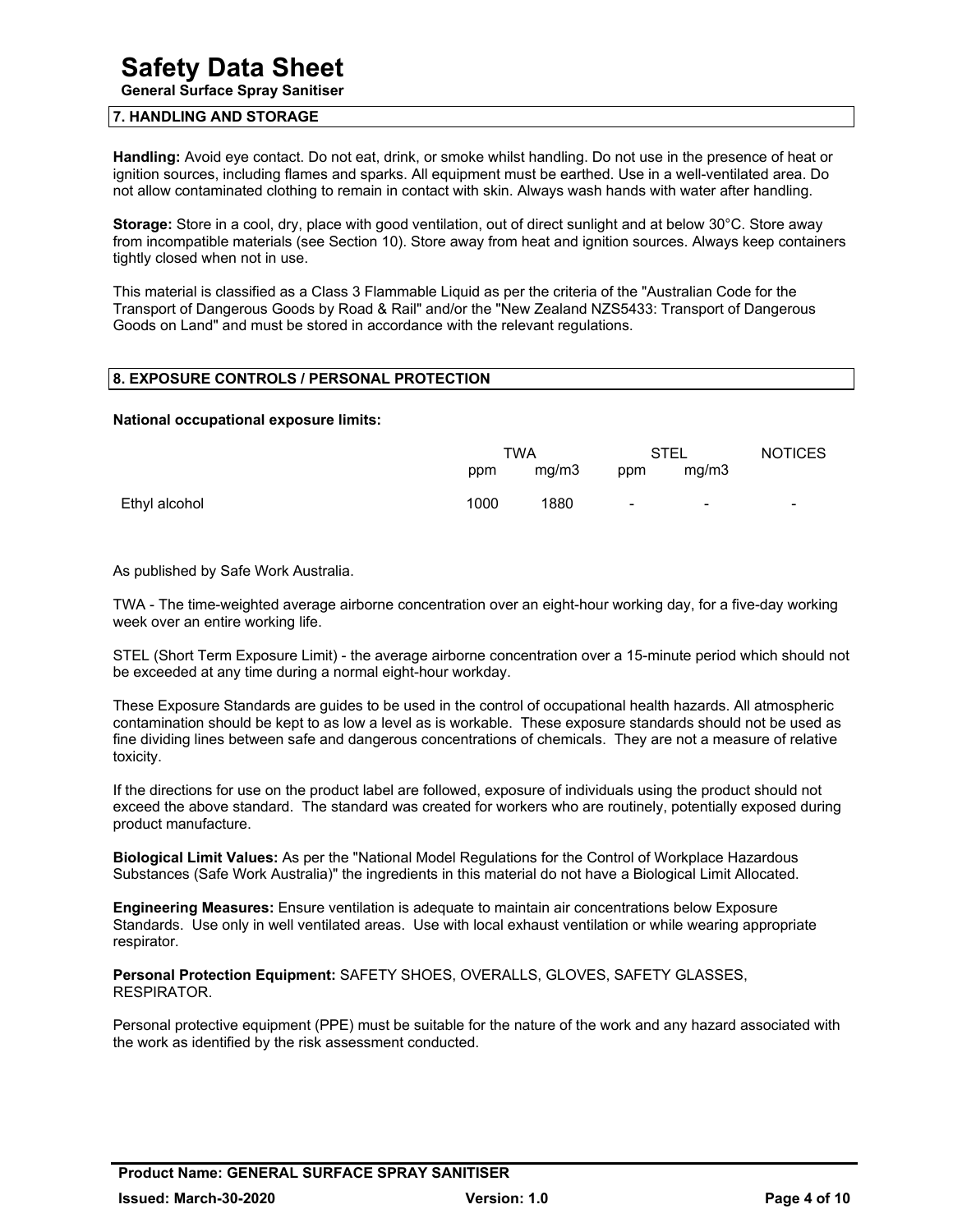## 7. HANDLING AND STORAGE

**Handling:** Avoid eye contact. Do not eat, drink, or smoke whilst handling. Do not use in the presence of heat or ignition sources, including flames and sparks. All equipment must be earthed. Use in a well-ventilated area. Do not allow contaminated clothing to remain in contact with skin. Always wash hands with water after handling.

**Storage:** Store in a cool, dry, place with good ventilation, out of direct sunlight and at below 30°C. Store away from incompatible materials (see Section 10). Store away from heat and ignition sources. Always keep containers tightly closed when not in use.

This material is classified as a Class 3 Flammable Liquid as per the criteria of the "Australian Code for the Transport of Dangerous Goods by Road & Rail" and/or the "New Zealand NZS5433: Transport of Dangerous Goods on Land" and must be stored in accordance with the relevant regulations.

## 8. EXPOSURE CONTROLS / PERSONAL PROTECTION

**National occupational exposure limits:**

| | TWA | | STEL | | NOTICES |
|---|---|---|---|---|---|
| | ppm | mg/m3 | ppm | mg/m3 | |
| Ethyl alcohol | 1000 | 1880 | - | - | - |

As published by Safe Work Australia.

TWA - The time-weighted average airborne concentration over an eight-hour working day, for a five-day working week over an entire working life.

STEL (Short Term Exposure Limit) - the average airborne concentration over a 15-minute period which should not be exceeded at any time during a normal eight-hour workday.

These Exposure Standards are guides to be used in the control of occupational health hazards. All atmospheric contamination should be kept to as low a level as is workable. These exposure standards should not be used as fine dividing lines between safe and dangerous concentrations of chemicals. They are not a measure of relative toxicity.

If the directions for use on the product label are followed, exposure of individuals using the product should not exceed the above standard. The standard was created for workers who are routinely, potentially exposed during product manufacture.

**Biological Limit Values:** As per the "National Model Regulations for the Control of Workplace Hazardous Substances (Safe Work Australia)" the ingredients in this material do not have a Biological Limit Allocated.

**Engineering Measures:** Ensure ventilation is adequate to maintain air concentrations below Exposure Standards. Use only in well ventilated areas. Use with local exhaust ventilation or while wearing appropriate respirator.

**Personal Protection Equipment:** SAFETY SHOES, OVERALLS, GLOVES, SAFETY GLASSES, RESPIRATOR.

Personal protective equipment (PPE) must be suitable for the nature of the work and any hazard associated with the work as identified by the risk assessment conducted.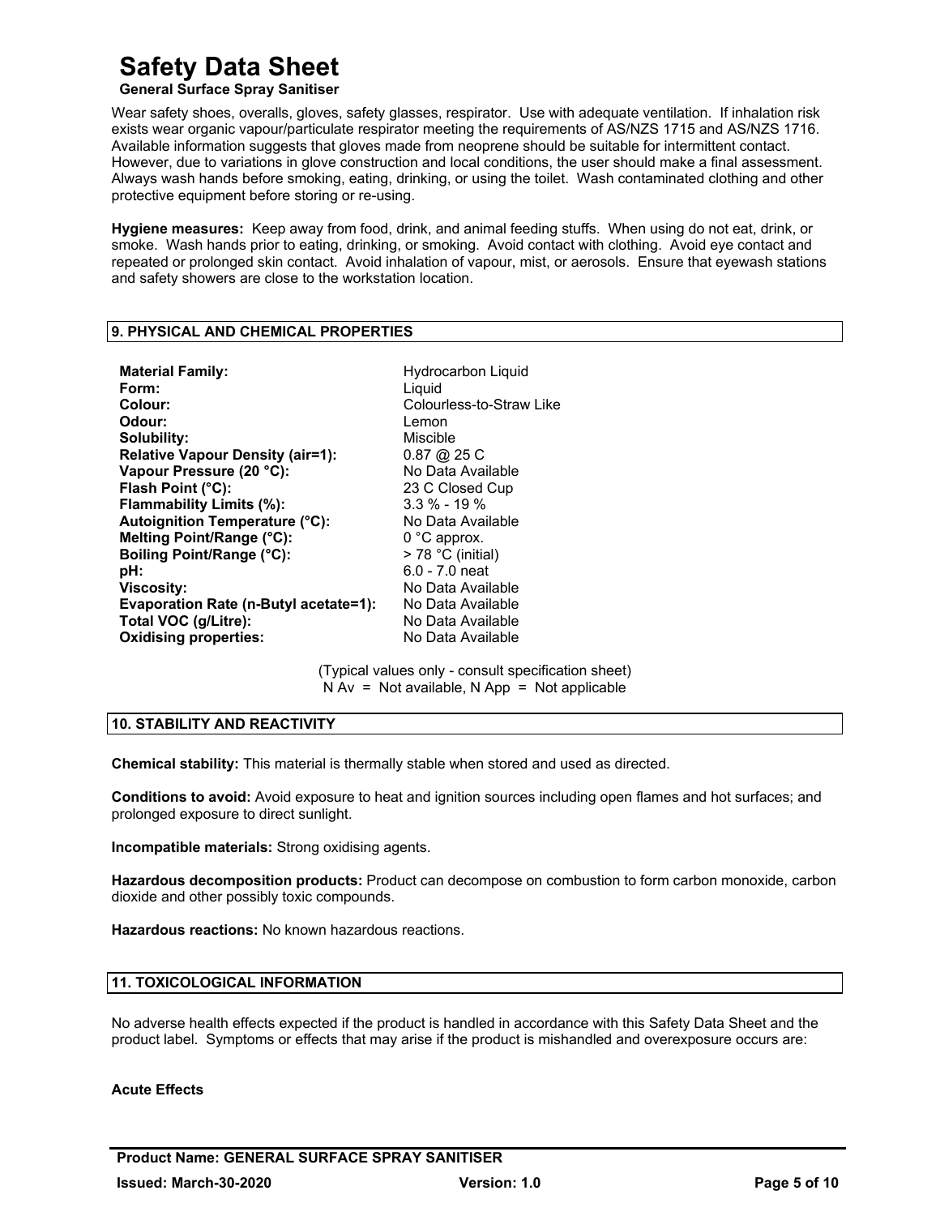Wear safety shoes, overalls, gloves, safety glasses, respirator. Use with adequate ventilation. If inhalation risk exists wear organic vapour/particulate respirator meeting the requirements of AS/NZS 1715 and AS/NZS 1716. Available information suggests that gloves made from neoprene should be suitable for intermittent contact. However, due to variations in glove construction and local conditions, the user should make a final assessment. Always wash hands before smoking, eating, drinking, or using the toilet. Wash contaminated clothing and other protective equipment before storing or re-using.

**Hygiene measures:** Keep away from food, drink, and animal feeding stuffs. When using do not eat, drink, or smoke. Wash hands prior to eating, drinking, or smoking. Avoid contact with clothing. Avoid eye contact and repeated or prolonged skin contact. Avoid inhalation of vapour, mist, or aerosols. Ensure that eyewash stations and safety showers are close to the workstation location.

## 9. PHYSICAL AND CHEMICAL PROPERTIES

| | |
|---|---|
| **Material Family:** | Hydrocarbon Liquid |
| **Form:** | Liquid |
| **Colour:** | Colourless-to-Straw Like |
| **Odour:** | Lemon |
| **Solubility:** | Miscible |
| **Relative Vapour Density (air=1):** | 0.87 @ 25 C |
| **Vapour Pressure (20 °C):** | No Data Available |
| **Flash Point (°C):** | 23 C Closed Cup |
| **Flammability Limits (%):** | 3.3 % - 19 % |
| **Autoignition Temperature (°C):** | No Data Available |
| **Melting Point/Range (°C):** | 0 °C approx. |
| **Boiling Point/Range (°C):** | > 78 °C (initial) |
| **pH:** | 6.0 - 7.0 neat |
| **Viscosity:** | No Data Available |
| **Evaporation Rate (n-Butyl acetate=1):** | No Data Available |
| **Total VOC (g/Litre):** | No Data Available |
| **Oxidising properties:** | No Data Available |

(Typical values only - consult specification sheet)
N Av = Not available, N App = Not applicable

## 10. STABILITY AND REACTIVITY

**Chemical stability:** This material is thermally stable when stored and used as directed.

**Conditions to avoid:** Avoid exposure to heat and ignition sources including open flames and hot surfaces; and prolonged exposure to direct sunlight.

**Incompatible materials:** Strong oxidising agents.

**Hazardous decomposition products:** Product can decompose on combustion to form carbon monoxide, carbon dioxide and other possibly toxic compounds.

**Hazardous reactions:** No known hazardous reactions.

## 11. TOXICOLOGICAL INFORMATION

No adverse health effects expected if the product is handled in accordance with this Safety Data Sheet and the product label. Symptoms or effects that may arise if the product is mishandled and overexposure occurs are:

**Acute Effects**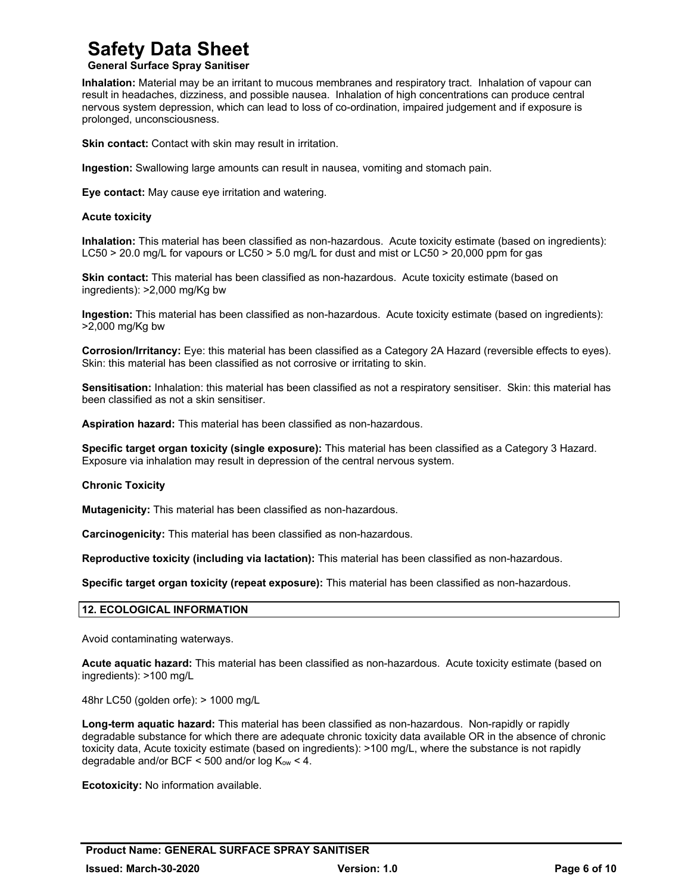**Inhalation:** Material may be an irritant to mucous membranes and respiratory tract. Inhalation of vapour can result in headaches, dizziness, and possible nausea. Inhalation of high concentrations can produce central nervous system depression, which can lead to loss of co-ordination, impaired judgement and if exposure is prolonged, unconsciousness.

**Skin contact:** Contact with skin may result in irritation.

**Ingestion:** Swallowing large amounts can result in nausea, vomiting and stomach pain.

**Eye contact:** May cause eye irritation and watering.

**Acute toxicity**

**Inhalation:** This material has been classified as non-hazardous. Acute toxicity estimate (based on ingredients): LC50 > 20.0 mg/L for vapours or LC50 > 5.0 mg/L for dust and mist or LC50 > 20,000 ppm for gas

**Skin contact:** This material has been classified as non-hazardous. Acute toxicity estimate (based on ingredients): >2,000 mg/Kg bw

**Ingestion:** This material has been classified as non-hazardous. Acute toxicity estimate (based on ingredients): >2,000 mg/Kg bw

**Corrosion/Irritancy:** Eye: this material has been classified as a Category 2A Hazard (reversible effects to eyes). Skin: this material has been classified as not corrosive or irritating to skin.

**Sensitisation:** Inhalation: this material has been classified as not a respiratory sensitiser. Skin: this material has been classified as not a skin sensitiser.

**Aspiration hazard:** This material has been classified as non-hazardous.

**Specific target organ toxicity (single exposure):** This material has been classified as a Category 3 Hazard. Exposure via inhalation may result in depression of the central nervous system.

**Chronic Toxicity**

**Mutagenicity:** This material has been classified as non-hazardous.

**Carcinogenicity:** This material has been classified as non-hazardous.

**Reproductive toxicity (including via lactation):** This material has been classified as non-hazardous.

**Specific target organ toxicity (repeat exposure):** This material has been classified as non-hazardous.

## 12. ECOLOGICAL INFORMATION

Avoid contaminating waterways.

**Acute aquatic hazard:** This material has been classified as non-hazardous. Acute toxicity estimate (based on ingredients): >100 mg/L

48hr LC50 (golden orfe): > 1000 mg/L

**Long-term aquatic hazard:** This material has been classified as non-hazardous. Non-rapidly or rapidly degradable substance for which there are adequate chronic toxicity data available OR in the absence of chronic toxicity data, Acute toxicity estimate (based on ingredients): >100 mg/L, where the substance is not rapidly degradable and/or BCF < 500 and/or log $K_{ow}$ < 4.

**Ecotoxicity:** No information available.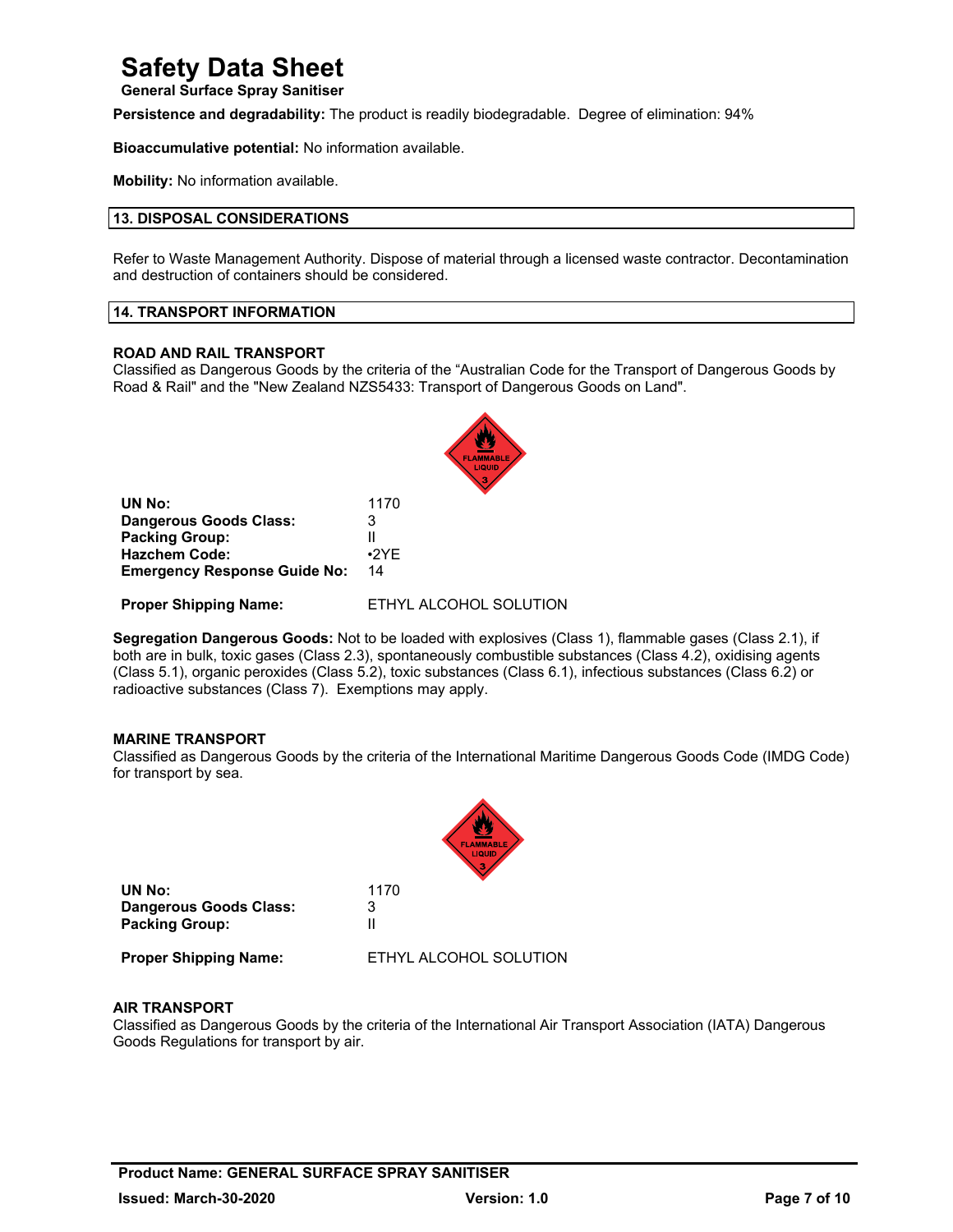**Persistence and degradability:** The product is readily biodegradable. Degree of elimination: 94%

**Bioaccumulative potential:** No information available.

**Mobility:** No information available.

## 13. DISPOSAL CONSIDERATIONS

Refer to Waste Management Authority. Dispose of material through a licensed waste contractor. Decontamination and destruction of containers should be considered.

## 14. TRANSPORT INFORMATION

### ROAD AND RAIL TRANSPORT

Classified as Dangerous Goods by the criteria of the “Australian Code for the Transport of Dangerous Goods by Road & Rail" and the "New Zealand NZS5433: Transport of Dangerous Goods on Land".

| | |
|---|---|
| **UN No:** | 1170 |
| **Dangerous Goods Class:** | 3 |
| **Packing Group:** | II |
| **Hazchem Code:** | •2YE |
| **Emergency Response Guide No:** | 14 |
| **Proper Shipping Name:** | ETHYL ALCOHOL SOLUTION |

**Segregation Dangerous Goods:** Not to be loaded with explosives (Class 1), flammable gases (Class 2.1), if both are in bulk, toxic gases (Class 2.3), spontaneously combustible substances (Class 4.2), oxidising agents (Class 5.1), organic peroxides (Class 5.2), toxic substances (Class 6.1), infectious substances (Class 6.2) or radioactive substances (Class 7). Exemptions may apply.

### MARINE TRANSPORT

Classified as Dangerous Goods by the criteria of the International Maritime Dangerous Goods Code (IMDG Code) for transport by sea.

| | |
|---|---|
| **UN No:** | 1170 |
| **Dangerous Goods Class:** | 3 |
| **Packing Group:** | II |
| **Proper Shipping Name:** | ETHYL ALCOHOL SOLUTION |

### AIR TRANSPORT

Classified as Dangerous Goods by the criteria of the International Air Transport Association (IATA) Dangerous Goods Regulations for transport by air.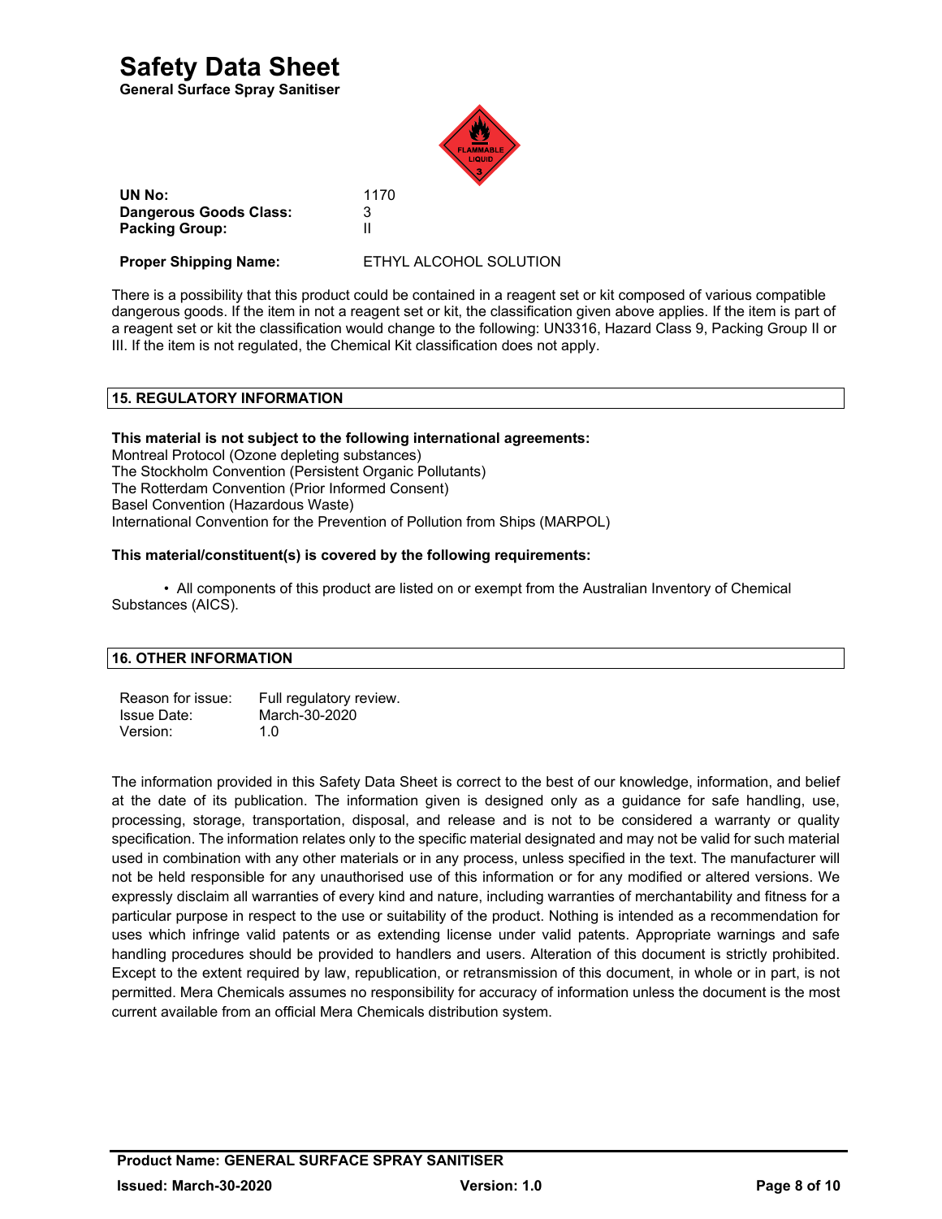# Safety Data Sheet

**General Surface Spray Sanitiser**

| | |
|---|---|
| **UN No:** | 1170 |
| **Dangerous Goods Class:** | 3 |
| **Packing Group:** | II |
| **Proper Shipping Name:** | ETHYL ALCOHOL SOLUTION |

There is a possibility that this product could be contained in a reagent set or kit composed of various compatible dangerous goods. If the item in not a reagent set or kit, the classification given above applies. If the item is part of a reagent set or kit the classification would change to the following: UN3316, Hazard Class 9, Packing Group II or III. If the item is not regulated, the Chemical Kit classification does not apply.

## 15. REGULATORY INFORMATION

**This material is not subject to the following international agreements:**

Montreal Protocol (Ozone depleting substances)
The Stockholm Convention (Persistent Organic Pollutants)
The Rotterdam Convention (Prior Informed Consent)
Basel Convention (Hazardous Waste)
International Convention for the Prevention of Pollution from Ships (MARPOL)

**This material/constituent(s) is covered by the following requirements:**

- All components of this product are listed on or exempt from the Australian Inventory of Chemical Substances (AICS).

## 16. OTHER INFORMATION

| | |
|---|---|
| Reason for issue: | Full regulatory review. |
| Issue Date: | March-30-2020 |
| Version: | 1.0 |

The information provided in this Safety Data Sheet is correct to the best of our knowledge, information, and belief at the date of its publication. The information given is designed only as a guidance for safe handling, use, processing, storage, transportation, disposal, and release and is not to be considered a warranty or quality specification. The information relates only to the specific material designated and may not be valid for such material used in combination with any other materials or in any process, unless specified in the text. The manufacturer will not be held responsible for any unauthorised use of this information or for any modified or altered versions. We expressly disclaim all warranties of every kind and nature, including warranties of merchantability and fitness for a particular purpose in respect to the use or suitability of the product. Nothing is intended as a recommendation for uses which infringe valid patents or as extending license under valid patents. Appropriate warnings and safe handling procedures should be provided to handlers and users. Alteration of this document is strictly prohibited. Except to the extent required by law, republication, or retransmission of this document, in whole or in part, is not permitted. Mera Chemicals assumes no responsibility for accuracy of information unless the document is the most current available from an official Mera Chemicals distribution system.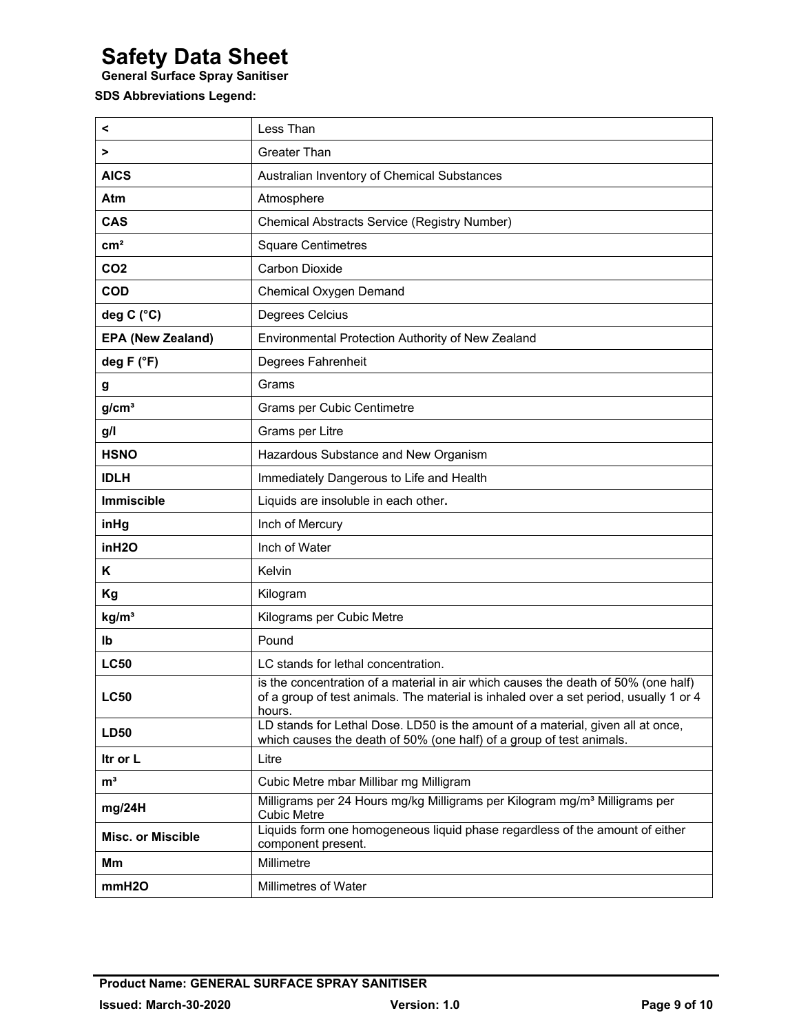# Safety Data Sheet

**General Surface Spray Sanitiser**

**SDS Abbreviations Legend:**

| | |
|---|---|
| **<** | Less Than |
| **>** | Greater Than |
| **AICS** | Australian Inventory of Chemical Substances |
| **Atm** | Atmosphere |
| **CAS** | Chemical Abstracts Service (Registry Number) |
| **cm²** | Square Centimetres |
| **CO2** | Carbon Dioxide |
| **COD** | Chemical Oxygen Demand |
| **deg C (°C)** | Degrees Celcius |
| **EPA (New Zealand)** | Environmental Protection Authority of New Zealand |
| **deg F (°F)** | Degrees Fahrenheit |
| **g** | Grams |
| **g/cm³** | Grams per Cubic Centimetre |
| **g/l** | Grams per Litre |
| **HSNO** | Hazardous Substance and New Organism |
| **IDLH** | Immediately Dangerous to Life and Health |
| **Immiscible** | Liquids are insoluble in each other**.** |
| **inHg** | Inch of Mercury |
| **inH2O** | Inch of Water |
| **K** | Kelvin |
| **Kg** | Kilogram |
| **kg/m³** | Kilograms per Cubic Metre |
| **lb** | Pound |
| **LC50** | LC stands for lethal concentration. |
| **LC50** | is the concentration of a material in air which causes the death of 50% (one half) of a group of test animals. The material is inhaled over a set period, usually 1 or 4 hours. |
| **LD50** | LD stands for Lethal Dose. LD50 is the amount of a material, given all at once, which causes the death of 50% (one half) of a group of test animals. |
| **ltr or L** | Litre |
| **m³** | Cubic Metre mbar Millibar mg Milligram |
| **mg/24H** | Milligrams per 24 Hours mg/kg Milligrams per Kilogram mg/m³ Milligrams per Cubic Metre |
| **Misc. or Miscible** | Liquids form one homogeneous liquid phase regardless of the amount of either component present. |
| **Mm** | Millimetre |
| **mmH2O** | Millimetres of Water |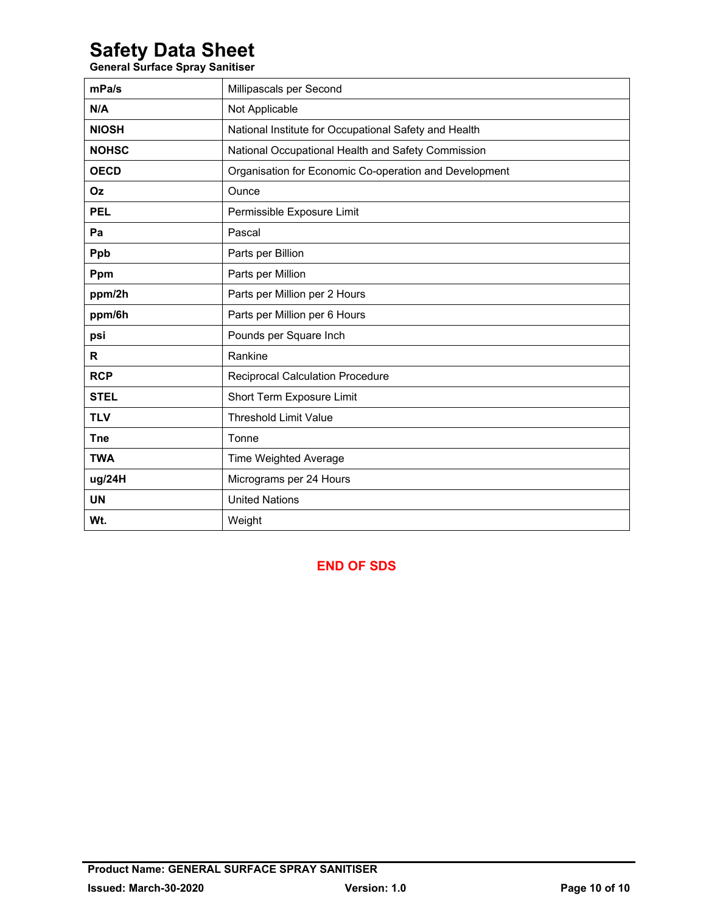| | |
|---|---|
| **mPa/s** | Millipascals per Second |
| **N/A** | Not Applicable |
| **NIOSH** | National Institute for Occupational Safety and Health |
| **NOHSC** | National Occupational Health and Safety Commission |
| **OECD** | Organisation for Economic Co-operation and Development |
| **Oz** | Ounce |
| **PEL** | Permissible Exposure Limit |
| **Pa** | Pascal |
| **Ppb** | Parts per Billion |
| **Ppm** | Parts per Million |
| **ppm/2h** | Parts per Million per 2 Hours |
| **ppm/6h** | Parts per Million per 6 Hours |
| **psi** | Pounds per Square Inch |
| **R** | Rankine |
| **RCP** | Reciprocal Calculation Procedure |
| **STEL** | Short Term Exposure Limit |
| **TLV** | Threshold Limit Value |
| **Tne** | Tonne |
| **TWA** | Time Weighted Average |
| **ug/24H** | Micrograms per 24 Hours |
| **UN** | United Nations |
| **Wt.** | Weight |

**END OF SDS**